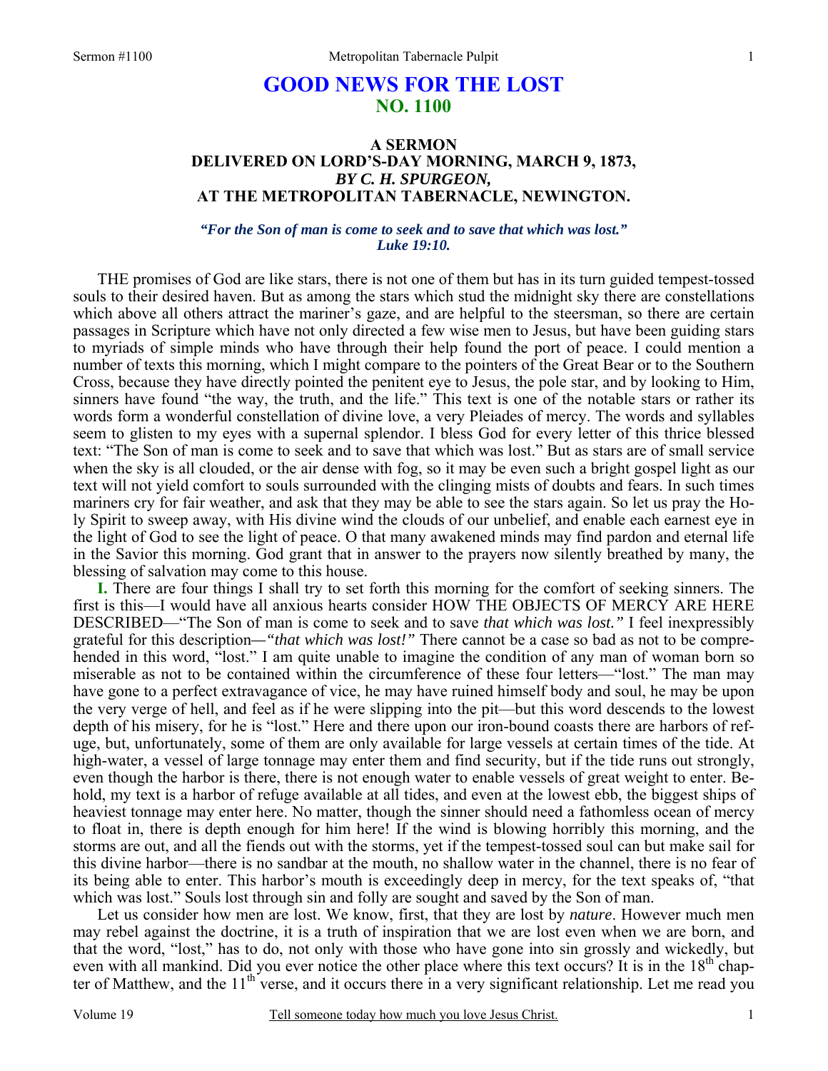# GOOD NEWS FOR THE LOST
## NO. 1100

### A SERMON
### DELIVERED ON LORD'S-DAY MORNING, MARCH 9, 1873,
### *BY C. H. SPURGEON,*
### AT THE METROPOLITAN TABERNACLE, NEWINGTON.

***"For the Son of man is come to seek and to save that which was lost." Luke 19:10.***

THE promises of God are like stars, there is not one of them but has in its turn guided tempest-tossed souls to their desired haven. But as among the stars which stud the midnight sky there are constellations which above all others attract the mariner's gaze, and are helpful to the steersman, so there are certain passages in Scripture which have not only directed a few wise men to Jesus, but have been guiding stars to myriads of simple minds who have through their help found the port of peace. I could mention a number of texts this morning, which I might compare to the pointers of the Great Bear or to the Southern Cross, because they have directly pointed the penitent eye to Jesus, the pole star, and by looking to Him, sinners have found "the way, the truth, and the life." This text is one of the notable stars or rather its words form a wonderful constellation of divine love, a very Pleiades of mercy. The words and syllables seem to glisten to my eyes with a supernal splendor. I bless God for every letter of this thrice blessed text: "The Son of man is come to seek and to save that which was lost." But as stars are of small service when the sky is all clouded, or the air dense with fog, so it may be even such a bright gospel light as our text will not yield comfort to souls surrounded with the clinging mists of doubts and fears. In such times mariners cry for fair weather, and ask that they may be able to see the stars again. So let us pray the Holy Spirit to sweep away, with His divine wind the clouds of our unbelief, and enable each earnest eye in the light of God to see the light of peace. O that many awakened minds may find pardon and eternal life in the Savior this morning. God grant that in answer to the prayers now silently breathed by many, the blessing of salvation may come to this house.

**I.** There are four things I shall try to set forth this morning for the comfort of seeking sinners. The first is this—I would have all anxious hearts consider HOW THE OBJECTS OF MERCY ARE HERE DESCRIBED—"The Son of man is come to seek and to save *that which was lost."* I feel inexpressibly grateful for this description*—"that which was lost!"* There cannot be a case so bad as not to be comprehended in this word, "lost." I am quite unable to imagine the condition of any man of woman born so miserable as not to be contained within the circumference of these four letters—"lost." The man may have gone to a perfect extravagance of vice, he may have ruined himself body and soul, he may be upon the very verge of hell, and feel as if he were slipping into the pit—but this word descends to the lowest depth of his misery, for he is "lost." Here and there upon our iron-bound coasts there are harbors of refuge, but, unfortunately, some of them are only available for large vessels at certain times of the tide. At high-water, a vessel of large tonnage may enter them and find security, but if the tide runs out strongly, even though the harbor is there, there is not enough water to enable vessels of great weight to enter. Behold, my text is a harbor of refuge available at all tides, and even at the lowest ebb, the biggest ships of heaviest tonnage may enter here. No matter, though the sinner should need a fathomless ocean of mercy to float in, there is depth enough for him here! If the wind is blowing horribly this morning, and the storms are out, and all the fiends out with the storms, yet if the tempest-tossed soul can but make sail for this divine harbor—there is no sandbar at the mouth, no shallow water in the channel, there is no fear of its being able to enter. This harbor's mouth is exceedingly deep in mercy, for the text speaks of, "that which was lost." Souls lost through sin and folly are sought and saved by the Son of man.

Let us consider how men are lost. We know, first, that they are lost by *nature*. However much men may rebel against the doctrine, it is a truth of inspiration that we are lost even when we are born, and that the word, "lost," has to do, not only with those who have gone into sin grossly and wickedly, but even with all mankind. Did you ever notice the other place where this text occurs? It is in the 18th chapter of Matthew, and the 11th verse, and it occurs there in a very significant relationship. Let me read you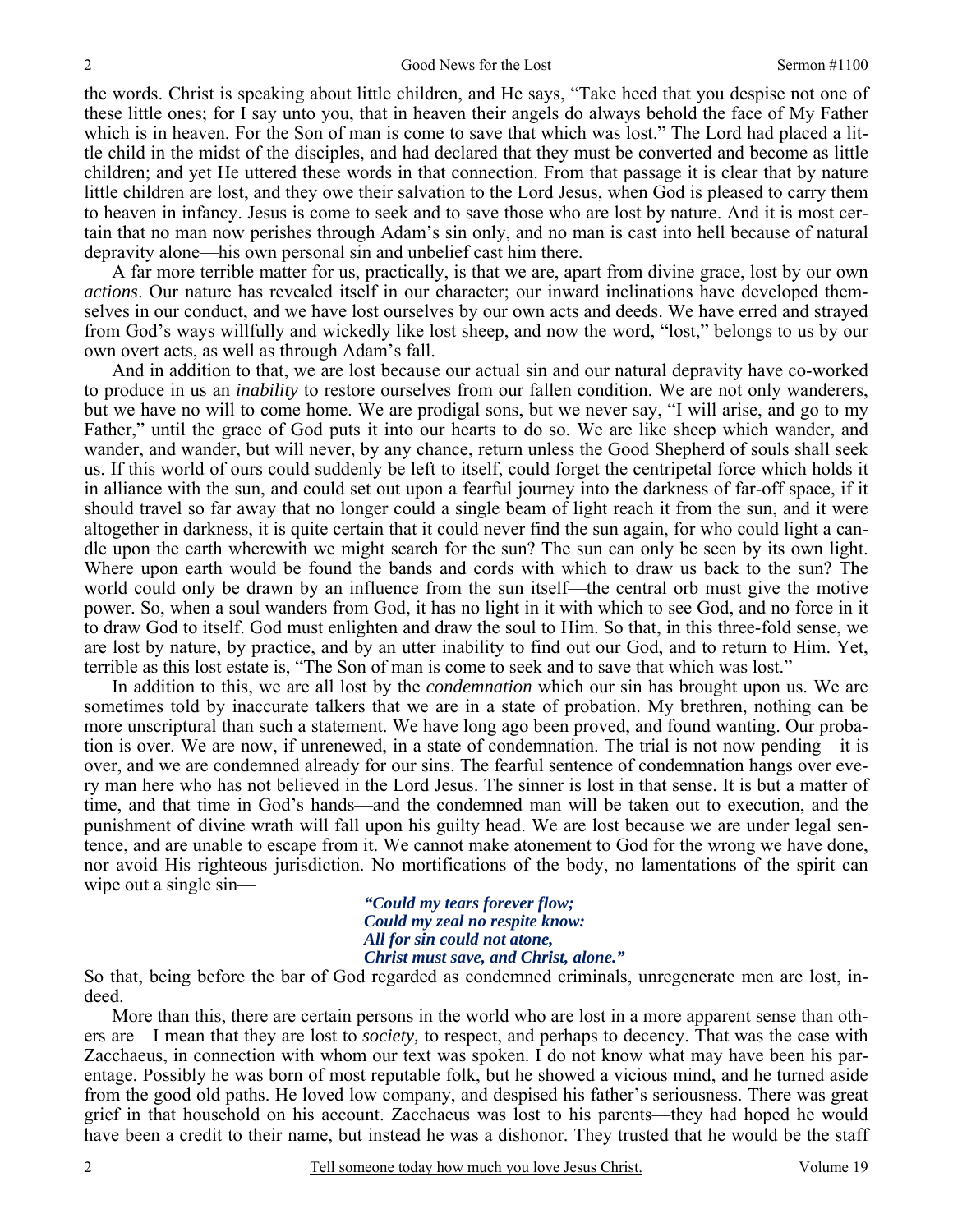the words. Christ is speaking about little children, and He says, "Take heed that you despise not one of these little ones; for I say unto you, that in heaven their angels do always behold the face of My Father which is in heaven. For the Son of man is come to save that which was lost." The Lord had placed a little child in the midst of the disciples, and had declared that they must be converted and become as little children; and yet He uttered these words in that connection. From that passage it is clear that by nature little children are lost, and they owe their salvation to the Lord Jesus, when God is pleased to carry them to heaven in infancy. Jesus is come to seek and to save those who are lost by nature. And it is most certain that no man now perishes through Adam's sin only, and no man is cast into hell because of natural depravity alone—his own personal sin and unbelief cast him there.

A far more terrible matter for us, practically, is that we are, apart from divine grace, lost by our own *actions*. Our nature has revealed itself in our character; our inward inclinations have developed themselves in our conduct, and we have lost ourselves by our own acts and deeds. We have erred and strayed from God's ways willfully and wickedly like lost sheep, and now the word, "lost," belongs to us by our own overt acts, as well as through Adam's fall.

And in addition to that, we are lost because our actual sin and our natural depravity have co-worked to produce in us an *inability* to restore ourselves from our fallen condition. We are not only wanderers, but we have no will to come home. We are prodigal sons, but we never say, "I will arise, and go to my Father," until the grace of God puts it into our hearts to do so. We are like sheep which wander, and wander, and wander, but will never, by any chance, return unless the Good Shepherd of souls shall seek us. If this world of ours could suddenly be left to itself, could forget the centripetal force which holds it in alliance with the sun, and could set out upon a fearful journey into the darkness of far-off space, if it should travel so far away that no longer could a single beam of light reach it from the sun, and it were altogether in darkness, it is quite certain that it could never find the sun again, for who could light a candle upon the earth wherewith we might search for the sun? The sun can only be seen by its own light. Where upon earth would be found the bands and cords with which to draw us back to the sun? The world could only be drawn by an influence from the sun itself—the central orb must give the motive power. So, when a soul wanders from God, it has no light in it with which to see God, and no force in it to draw God to itself. God must enlighten and draw the soul to Him. So that, in this three-fold sense, we are lost by nature, by practice, and by an utter inability to find out our God, and to return to Him. Yet, terrible as this lost estate is, "The Son of man is come to seek and to save that which was lost."

In addition to this, we are all lost by the *condemnation* which our sin has brought upon us. We are sometimes told by inaccurate talkers that we are in a state of probation. My brethren, nothing can be more unscriptural than such a statement. We have long ago been proved, and found wanting. Our probation is over. We are now, if unrenewed, in a state of condemnation. The trial is not now pending—it is over, and we are condemned already for our sins. The fearful sentence of condemnation hangs over every man here who has not believed in the Lord Jesus. The sinner is lost in that sense. It is but a matter of time, and that time in God's hands—and the condemned man will be taken out to execution, and the punishment of divine wrath will fall upon his guilty head. We are lost because we are under legal sentence, and are unable to escape from it. We cannot make atonement to God for the wrong we have done, nor avoid His righteous jurisdiction. No mortifications of the body, no lamentations of the spirit can wipe out a single sin—

> ***"Could my tears forever flow;***
> ***Could my zeal no respite know:***
> ***All for sin could not atone,***
> ***Christ must save, and Christ, alone."***

So that, being before the bar of God regarded as condemned criminals, unregenerate men are lost, indeed.

More than this, there are certain persons in the world who are lost in a more apparent sense than others are—I mean that they are lost to *society,* to respect, and perhaps to decency. That was the case with Zacchaeus, in connection with whom our text was spoken. I do not know what may have been his parentage. Possibly he was born of most reputable folk, but he showed a vicious mind, and he turned aside from the good old paths. He loved low company, and despised his father's seriousness. There was great grief in that household on his account. Zacchaeus was lost to his parents—they had hoped he would have been a credit to their name, but instead he was a dishonor. They trusted that he would be the staff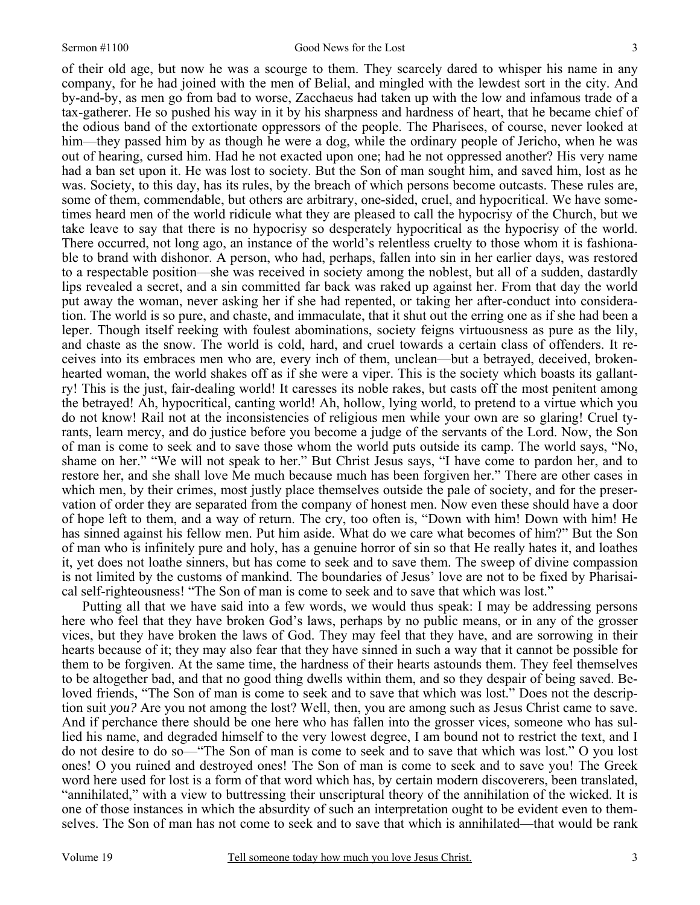of their old age, but now he was a scourge to them. They scarcely dared to whisper his name in any company, for he had joined with the men of Belial, and mingled with the lewdest sort in the city. And by-and-by, as men go from bad to worse, Zacchaeus had taken up with the low and infamous trade of a tax-gatherer. He so pushed his way in it by his sharpness and hardness of heart, that he became chief of the odious band of the extortionate oppressors of the people. The Pharisees, of course, never looked at him—they passed him by as though he were a dog, while the ordinary people of Jericho, when he was out of hearing, cursed him. Had he not exacted upon one; had he not oppressed another? His very name had a ban set upon it. He was lost to society. But the Son of man sought him, and saved him, lost as he was. Society, to this day, has its rules, by the breach of which persons become outcasts. These rules are, some of them, commendable, but others are arbitrary, one-sided, cruel, and hypocritical. We have sometimes heard men of the world ridicule what they are pleased to call the hypocrisy of the Church, but we take leave to say that there is no hypocrisy so desperately hypocritical as the hypocrisy of the world. There occurred, not long ago, an instance of the world's relentless cruelty to those whom it is fashionable to brand with dishonor. A person, who had, perhaps, fallen into sin in her earlier days, was restored to a respectable position—she was received in society among the noblest, but all of a sudden, dastardly lips revealed a secret, and a sin committed far back was raked up against her. From that day the world put away the woman, never asking her if she had repented, or taking her after-conduct into consideration. The world is so pure, and chaste, and immaculate, that it shut out the erring one as if she had been a leper. Though itself reeking with foulest abominations, society feigns virtuousness as pure as the lily, and chaste as the snow. The world is cold, hard, and cruel towards a certain class of offenders. It receives into its embraces men who are, every inch of them, unclean—but a betrayed, deceived, broken-hearted woman, the world shakes off as if she were a viper. This is the society which boasts its gallantry! This is the just, fair-dealing world! It caresses its noble rakes, but casts off the most penitent among the betrayed! Ah, hypocritical, canting world! Ah, hollow, lying world, to pretend to a virtue which you do not know! Rail not at the inconsistencies of religious men while your own are so glaring! Cruel tyrants, learn mercy, and do justice before you become a judge of the servants of the Lord. Now, the Son of man is come to seek and to save those whom the world puts outside its camp. The world says, "No, shame on her." "We will not speak to her." But Christ Jesus says, "I have come to pardon her, and to restore her, and she shall love Me much because much has been forgiven her." There are other cases in which men, by their crimes, most justly place themselves outside the pale of society, and for the preservation of order they are separated from the company of honest men. Now even these should have a door of hope left to them, and a way of return. The cry, too often is, "Down with him! Down with him! He has sinned against his fellow men. Put him aside. What do we care what becomes of him?" But the Son of man who is infinitely pure and holy, has a genuine horror of sin so that He really hates it, and loathes it, yet does not loathe sinners, but has come to seek and to save them. The sweep of divine compassion is not limited by the customs of mankind. The boundaries of Jesus' love are not to be fixed by Pharisaical self-righteousness! "The Son of man is come to seek and to save that which was lost."

Putting all that we have said into a few words, we would thus speak: I may be addressing persons here who feel that they have broken God's laws, perhaps by no public means, or in any of the grosser vices, but they have broken the laws of God. They may feel that they have, and are sorrowing in their hearts because of it; they may also fear that they have sinned in such a way that it cannot be possible for them to be forgiven. At the same time, the hardness of their hearts astounds them. They feel themselves to be altogether bad, and that no good thing dwells within them, and so they despair of being saved. Beloved friends, "The Son of man is come to seek and to save that which was lost." Does not the description suit *you?* Are you not among the lost? Well, then, you are among such as Jesus Christ came to save. And if perchance there should be one here who has fallen into the grosser vices, someone who has sullied his name, and degraded himself to the very lowest degree, I am bound not to restrict the text, and I do not desire to do so—"The Son of man is come to seek and to save that which was lost." O you lost ones! O you ruined and destroyed ones! The Son of man is come to seek and to save you! The Greek word here used for lost is a form of that word which has, by certain modern discoverers, been translated, "annihilated," with a view to buttressing their unscriptural theory of the annihilation of the wicked. It is one of those instances in which the absurdity of such an interpretation ought to be evident even to themselves. The Son of man has not come to seek and to save that which is annihilated—that would be rank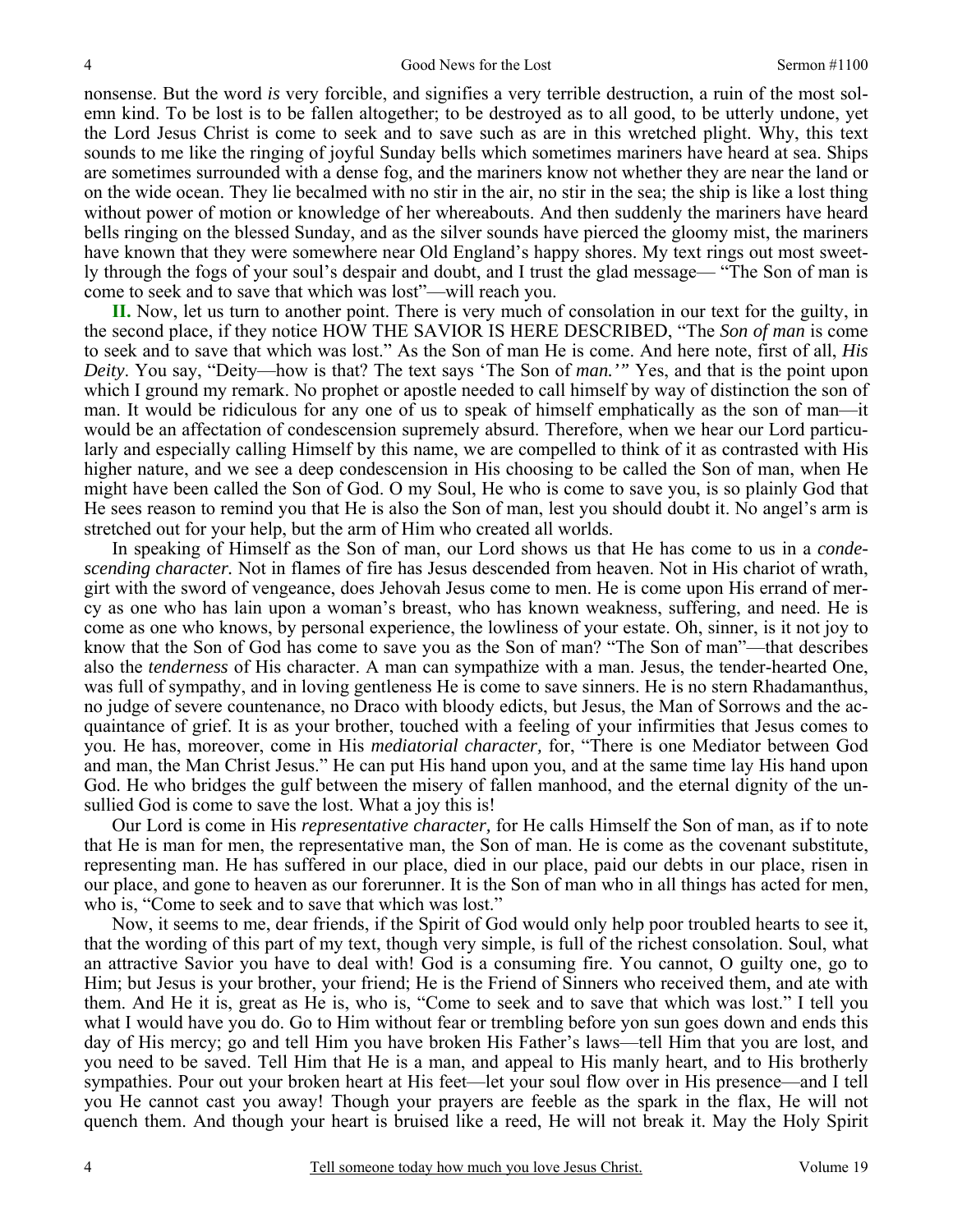nonsense. But the word *is* very forcible, and signifies a very terrible destruction, a ruin of the most solemn kind. To be lost is to be fallen altogether; to be destroyed as to all good, to be utterly undone, yet the Lord Jesus Christ is come to seek and to save such as are in this wretched plight. Why, this text sounds to me like the ringing of joyful Sunday bells which sometimes mariners have heard at sea. Ships are sometimes surrounded with a dense fog, and the mariners know not whether they are near the land or on the wide ocean. They lie becalmed with no stir in the air, no stir in the sea; the ship is like a lost thing without power of motion or knowledge of her whereabouts. And then suddenly the mariners have heard bells ringing on the blessed Sunday, and as the silver sounds have pierced the gloomy mist, the mariners have known that they were somewhere near Old England's happy shores. My text rings out most sweetly through the fogs of your soul's despair and doubt, and I trust the glad message— "The Son of man is come to seek and to save that which was lost"—will reach you.

**II.** Now, let us turn to another point. There is very much of consolation in our text for the guilty, in the second place, if they notice HOW THE SAVIOR IS HERE DESCRIBED, "The *Son of man* is come to seek and to save that which was lost." As the Son of man He is come. And here note, first of all, *His Deity*. You say, "Deity—how is that? The text says 'The Son of *man.'"* Yes, and that is the point upon which I ground my remark. No prophet or apostle needed to call himself by way of distinction the son of man. It would be ridiculous for any one of us to speak of himself emphatically as the son of man—it would be an affectation of condescension supremely absurd. Therefore, when we hear our Lord particularly and especially calling Himself by this name, we are compelled to think of it as contrasted with His higher nature, and we see a deep condescension in His choosing to be called the Son of man, when He might have been called the Son of God. O my Soul, He who is come to save you, is so plainly God that He sees reason to remind you that He is also the Son of man, lest you should doubt it. No angel's arm is stretched out for your help, but the arm of Him who created all worlds.

In speaking of Himself as the Son of man, our Lord shows us that He has come to us in a *condescending character.* Not in flames of fire has Jesus descended from heaven. Not in His chariot of wrath, girt with the sword of vengeance, does Jehovah Jesus come to men. He is come upon His errand of mercy as one who has lain upon a woman's breast, who has known weakness, suffering, and need. He is come as one who knows, by personal experience, the lowliness of your estate. Oh, sinner, is it not joy to know that the Son of God has come to save you as the Son of man? "The Son of man"—that describes also the *tenderness* of His character. A man can sympathize with a man. Jesus, the tender-hearted One, was full of sympathy, and in loving gentleness He is come to save sinners. He is no stern Rhadamanthus, no judge of severe countenance, no Draco with bloody edicts, but Jesus, the Man of Sorrows and the acquaintance of grief. It is as your brother, touched with a feeling of your infirmities that Jesus comes to you. He has, moreover, come in His *mediatorial character,* for, "There is one Mediator between God and man, the Man Christ Jesus." He can put His hand upon you, and at the same time lay His hand upon God. He who bridges the gulf between the misery of fallen manhood, and the eternal dignity of the unsullied God is come to save the lost. What a joy this is!

Our Lord is come in His *representative character,* for He calls Himself the Son of man, as if to note that He is man for men, the representative man, the Son of man. He is come as the covenant substitute, representing man. He has suffered in our place, died in our place, paid our debts in our place, risen in our place, and gone to heaven as our forerunner. It is the Son of man who in all things has acted for men, who is, "Come to seek and to save that which was lost."

Now, it seems to me, dear friends, if the Spirit of God would only help poor troubled hearts to see it, that the wording of this part of my text, though very simple, is full of the richest consolation. Soul, what an attractive Savior you have to deal with! God is a consuming fire. You cannot, O guilty one, go to Him; but Jesus is your brother, your friend; He is the Friend of Sinners who received them, and ate with them. And He it is, great as He is, who is, "Come to seek and to save that which was lost." I tell you what I would have you do. Go to Him without fear or trembling before yon sun goes down and ends this day of His mercy; go and tell Him you have broken His Father's laws—tell Him that you are lost, and you need to be saved. Tell Him that He is a man, and appeal to His manly heart, and to His brotherly sympathies. Pour out your broken heart at His feet—let your soul flow over in His presence—and I tell you He cannot cast you away! Though your prayers are feeble as the spark in the flax, He will not quench them. And though your heart is bruised like a reed, He will not break it. May the Holy Spirit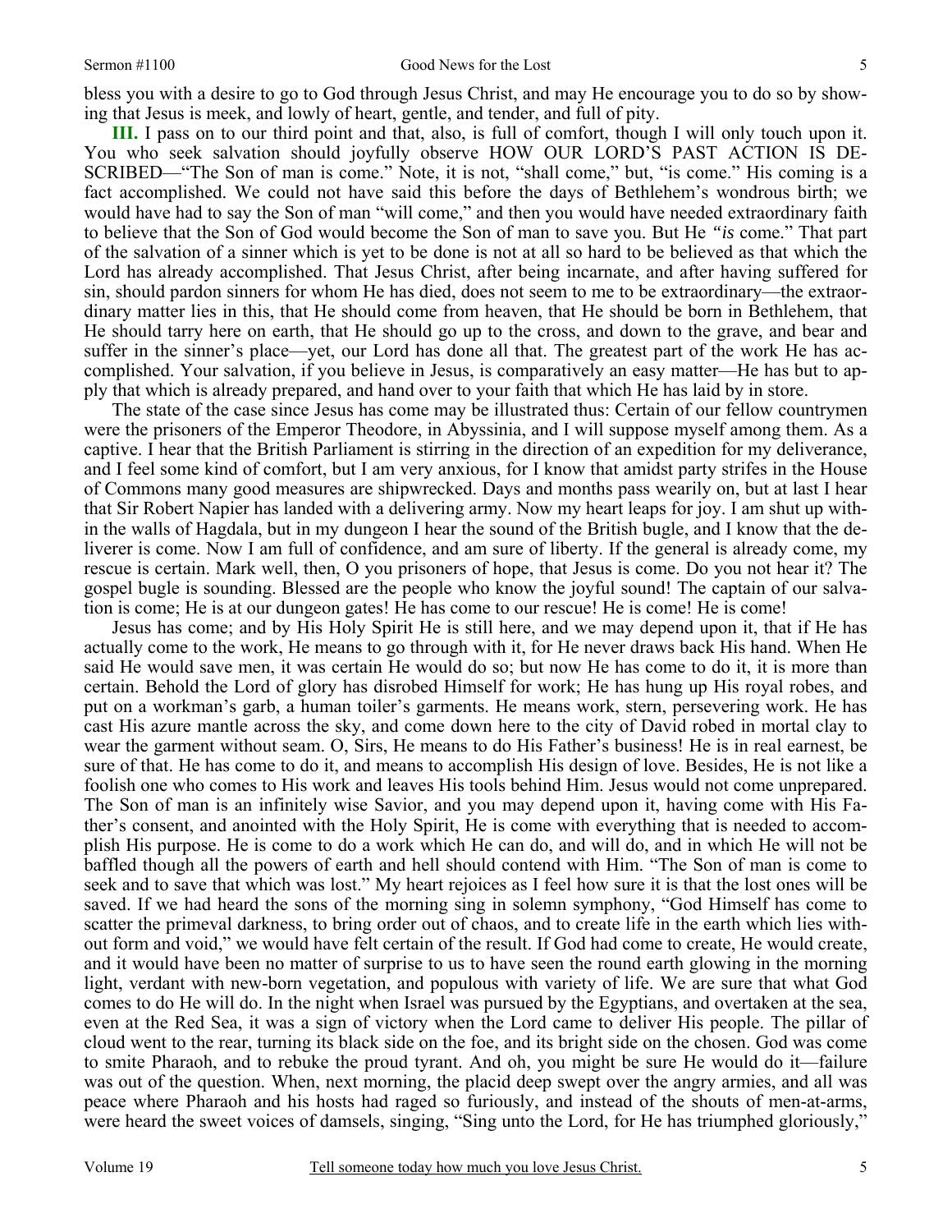bless you with a desire to go to God through Jesus Christ, and may He encourage you to do so by showing that Jesus is meek, and lowly of heart, gentle, and tender, and full of pity.

**III.** I pass on to our third point and that, also, is full of comfort, though I will only touch upon it. You who seek salvation should joyfully observe HOW OUR LORD'S PAST ACTION IS DESCRIBED—"The Son of man is come." Note, it is not, "shall come," but, "is come." His coming is a fact accomplished. We could not have said this before the days of Bethlehem's wondrous birth; we would have had to say the Son of man "will come," and then you would have needed extraordinary faith to believe that the Son of God would become the Son of man to save you. But He *"is* come." That part of the salvation of a sinner which is yet to be done is not at all so hard to be believed as that which the Lord has already accomplished. That Jesus Christ, after being incarnate, and after having suffered for sin, should pardon sinners for whom He has died, does not seem to me to be extraordinary—the extraordinary matter lies in this, that He should come from heaven, that He should be born in Bethlehem, that He should tarry here on earth, that He should go up to the cross, and down to the grave, and bear and suffer in the sinner's place—yet, our Lord has done all that. The greatest part of the work He has accomplished. Your salvation, if you believe in Jesus, is comparatively an easy matter—He has but to apply that which is already prepared, and hand over to your faith that which He has laid by in store.

The state of the case since Jesus has come may be illustrated thus: Certain of our fellow countrymen were the prisoners of the Emperor Theodore, in Abyssinia, and I will suppose myself among them. As a captive. I hear that the British Parliament is stirring in the direction of an expedition for my deliverance, and I feel some kind of comfort, but I am very anxious, for I know that amidst party strifes in the House of Commons many good measures are shipwrecked. Days and months pass wearily on, but at last I hear that Sir Robert Napier has landed with a delivering army. Now my heart leaps for joy. I am shut up within the walls of Hagdala, but in my dungeon I hear the sound of the British bugle, and I know that the deliverer is come. Now I am full of confidence, and am sure of liberty. If the general is already come, my rescue is certain. Mark well, then, O you prisoners of hope, that Jesus is come. Do you not hear it? The gospel bugle is sounding. Blessed are the people who know the joyful sound! The captain of our salvation is come; He is at our dungeon gates! He has come to our rescue! He is come! He is come!

Jesus has come; and by His Holy Spirit He is still here, and we may depend upon it, that if He has actually come to the work, He means to go through with it, for He never draws back His hand. When He said He would save men, it was certain He would do so; but now He has come to do it, it is more than certain. Behold the Lord of glory has disrobed Himself for work; He has hung up His royal robes, and put on a workman's garb, a human toiler's garments. He means work, stern, persevering work. He has cast His azure mantle across the sky, and come down here to the city of David robed in mortal clay to wear the garment without seam. O, Sirs, He means to do His Father's business! He is in real earnest, be sure of that. He has come to do it, and means to accomplish His design of love. Besides, He is not like a foolish one who comes to His work and leaves His tools behind Him. Jesus would not come unprepared. The Son of man is an infinitely wise Savior, and you may depend upon it, having come with His Father's consent, and anointed with the Holy Spirit, He is come with everything that is needed to accomplish His purpose. He is come to do a work which He can do, and will do, and in which He will not be baffled though all the powers of earth and hell should contend with Him. "The Son of man is come to seek and to save that which was lost." My heart rejoices as I feel how sure it is that the lost ones will be saved. If we had heard the sons of the morning sing in solemn symphony, "God Himself has come to scatter the primeval darkness, to bring order out of chaos, and to create life in the earth which lies without form and void," we would have felt certain of the result. If God had come to create, He would create, and it would have been no matter of surprise to us to have seen the round earth glowing in the morning light, verdant with new-born vegetation, and populous with variety of life. We are sure that what God comes to do He will do. In the night when Israel was pursued by the Egyptians, and overtaken at the sea, even at the Red Sea, it was a sign of victory when the Lord came to deliver His people. The pillar of cloud went to the rear, turning its black side on the foe, and its bright side on the chosen. God was come to smite Pharaoh, and to rebuke the proud tyrant. And oh, you might be sure He would do it—failure was out of the question. When, next morning, the placid deep swept over the angry armies, and all was peace where Pharaoh and his hosts had raged so furiously, and instead of the shouts of men-at-arms, were heard the sweet voices of damsels, singing, "Sing unto the Lord, for He has triumphed gloriously,"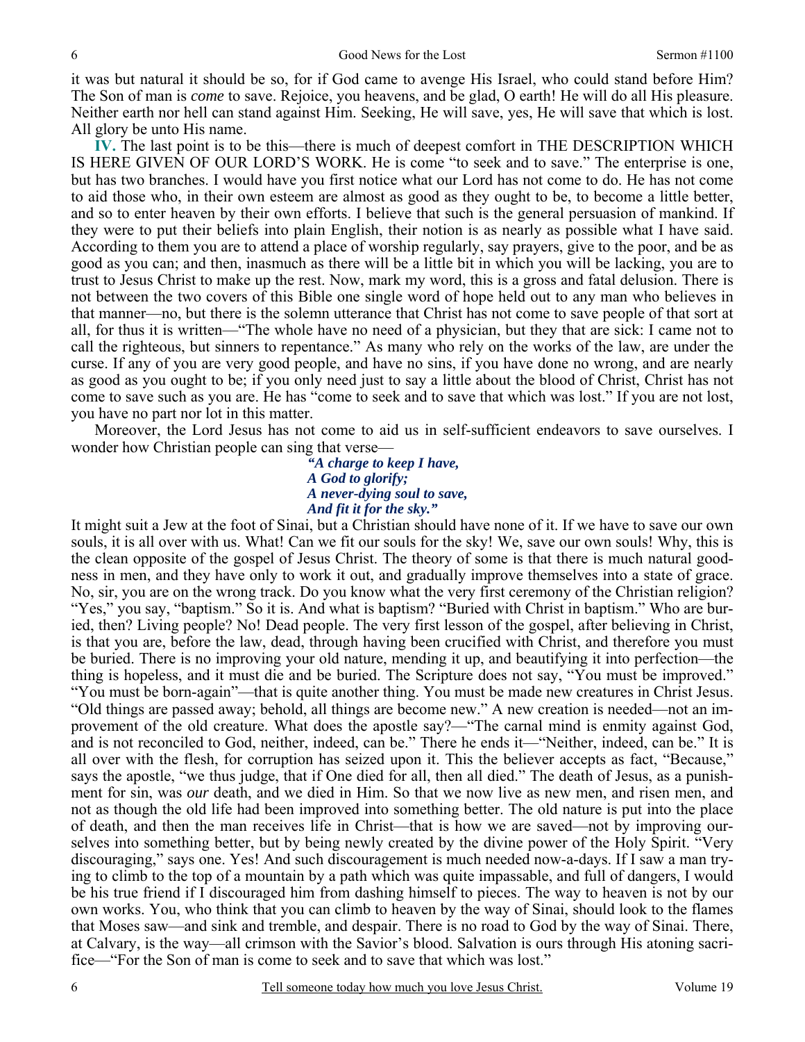it was but natural it should be so, for if God came to avenge His Israel, who could stand before Him? The Son of man is *come* to save. Rejoice, you heavens, and be glad, O earth! He will do all His pleasure. Neither earth nor hell can stand against Him. Seeking, He will save, yes, He will save that which is lost. All glory be unto His name.

**IV.** The last point is to be this—there is much of deepest comfort in THE DESCRIPTION WHICH IS HERE GIVEN OF OUR LORD'S WORK. He is come "to seek and to save." The enterprise is one, but has two branches. I would have you first notice what our Lord has not come to do. He has not come to aid those who, in their own esteem are almost as good as they ought to be, to become a little better, and so to enter heaven by their own efforts. I believe that such is the general persuasion of mankind. If they were to put their beliefs into plain English, their notion is as nearly as possible what I have said. According to them you are to attend a place of worship regularly, say prayers, give to the poor, and be as good as you can; and then, inasmuch as there will be a little bit in which you will be lacking, you are to trust to Jesus Christ to make up the rest. Now, mark my word, this is a gross and fatal delusion. There is not between the two covers of this Bible one single word of hope held out to any man who believes in that manner—no, but there is the solemn utterance that Christ has not come to save people of that sort at all, for thus it is written—"The whole have no need of a physician, but they that are sick: I came not to call the righteous, but sinners to repentance." As many who rely on the works of the law, are under the curse. If any of you are very good people, and have no sins, if you have done no wrong, and are nearly as good as you ought to be; if you only need just to say a little about the blood of Christ, Christ has not come to save such as you are. He has "come to seek and to save that which was lost." If you are not lost, you have no part nor lot in this matter.

Moreover, the Lord Jesus has not come to aid us in self-sufficient endeavors to save ourselves. I wonder how Christian people can sing that verse—

> ***"A charge to keep I have,***
> ***A God to glorify;***
> ***A never-dying soul to save,***
> ***And fit it for the sky."***

It might suit a Jew at the foot of Sinai, but a Christian should have none of it. If we have to save our own souls, it is all over with us. What! Can we fit our souls for the sky! We, save our own souls! Why, this is the clean opposite of the gospel of Jesus Christ. The theory of some is that there is much natural goodness in men, and they have only to work it out, and gradually improve themselves into a state of grace. No, sir, you are on the wrong track. Do you know what the very first ceremony of the Christian religion? "Yes," you say, "baptism." So it is. And what is baptism? "Buried with Christ in baptism." Who are buried, then? Living people? No! Dead people. The very first lesson of the gospel, after believing in Christ, is that you are, before the law, dead, through having been crucified with Christ, and therefore you must be buried. There is no improving your old nature, mending it up, and beautifying it into perfection—the thing is hopeless, and it must die and be buried. The Scripture does not say, "You must be improved." "You must be born-again"—that is quite another thing. You must be made new creatures in Christ Jesus. "Old things are passed away; behold, all things are become new." A new creation is needed—not an improvement of the old creature. What does the apostle say?—"The carnal mind is enmity against God, and is not reconciled to God, neither, indeed, can be." There he ends it—"Neither, indeed, can be." It is all over with the flesh, for corruption has seized upon it. This the believer accepts as fact, "Because," says the apostle, "we thus judge, that if One died for all, then all died." The death of Jesus, as a punishment for sin, was *our* death, and we died in Him. So that we now live as new men, and risen men, and not as though the old life had been improved into something better. The old nature is put into the place of death, and then the man receives life in Christ—that is how we are saved—not by improving ourselves into something better, but by being newly created by the divine power of the Holy Spirit. "Very discouraging," says one. Yes! And such discouragement is much needed now-a-days. If I saw a man trying to climb to the top of a mountain by a path which was quite impassable, and full of dangers, I would be his true friend if I discouraged him from dashing himself to pieces. The way to heaven is not by our own works. You, who think that you can climb to heaven by the way of Sinai, should look to the flames that Moses saw—and sink and tremble, and despair. There is no road to God by the way of Sinai. There, at Calvary, is the way—all crimson with the Savior's blood. Salvation is ours through His atoning sacrifice—"For the Son of man is come to seek and to save that which was lost."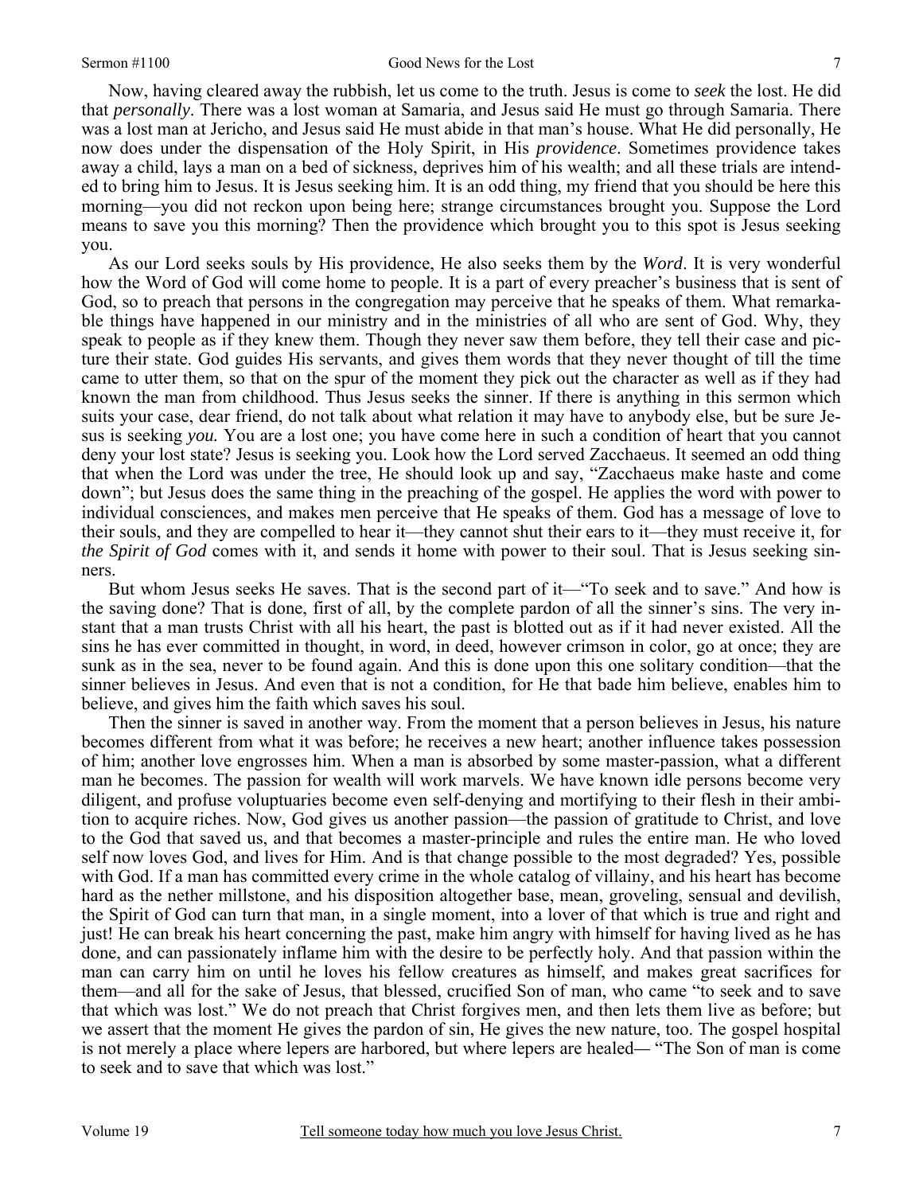Now, having cleared away the rubbish, let us come to the truth. Jesus is come to *seek* the lost. He did that *personally*. There was a lost woman at Samaria, and Jesus said He must go through Samaria. There was a lost man at Jericho, and Jesus said He must abide in that man's house. What He did personally, He now does under the dispensation of the Holy Spirit, in His *providence*. Sometimes providence takes away a child, lays a man on a bed of sickness, deprives him of his wealth; and all these trials are intended to bring him to Jesus. It is Jesus seeking him. It is an odd thing, my friend that you should be here this morning—you did not reckon upon being here; strange circumstances brought you. Suppose the Lord means to save you this morning? Then the providence which brought you to this spot is Jesus seeking you.

As our Lord seeks souls by His providence, He also seeks them by the *Word*. It is very wonderful how the Word of God will come home to people. It is a part of every preacher's business that is sent of God, so to preach that persons in the congregation may perceive that he speaks of them. What remarkable things have happened in our ministry and in the ministries of all who are sent of God. Why, they speak to people as if they knew them. Though they never saw them before, they tell their case and picture their state. God guides His servants, and gives them words that they never thought of till the time came to utter them, so that on the spur of the moment they pick out the character as well as if they had known the man from childhood. Thus Jesus seeks the sinner. If there is anything in this sermon which suits your case, dear friend, do not talk about what relation it may have to anybody else, but be sure Jesus is seeking *you.* You are a lost one; you have come here in such a condition of heart that you cannot deny your lost state? Jesus is seeking you. Look how the Lord served Zacchaeus. It seemed an odd thing that when the Lord was under the tree, He should look up and say, "Zacchaeus make haste and come down"; but Jesus does the same thing in the preaching of the gospel. He applies the word with power to individual consciences, and makes men perceive that He speaks of them. God has a message of love to their souls, and they are compelled to hear it—they cannot shut their ears to it—they must receive it, for *the Spirit of God* comes with it, and sends it home with power to their soul. That is Jesus seeking sinners.

But whom Jesus seeks He saves. That is the second part of it—"To seek and to save." And how is the saving done? That is done, first of all, by the complete pardon of all the sinner's sins. The very instant that a man trusts Christ with all his heart, the past is blotted out as if it had never existed. All the sins he has ever committed in thought, in word, in deed, however crimson in color, go at once; they are sunk as in the sea, never to be found again. And this is done upon this one solitary condition—that the sinner believes in Jesus. And even that is not a condition, for He that bade him believe, enables him to believe, and gives him the faith which saves his soul.

Then the sinner is saved in another way. From the moment that a person believes in Jesus, his nature becomes different from what it was before; he receives a new heart; another influence takes possession of him; another love engrosses him. When a man is absorbed by some master-passion, what a different man he becomes. The passion for wealth will work marvels. We have known idle persons become very diligent, and profuse voluptuaries become even self-denying and mortifying to their flesh in their ambition to acquire riches. Now, God gives us another passion—the passion of gratitude to Christ, and love to the God that saved us, and that becomes a master-principle and rules the entire man. He who loved self now loves God, and lives for Him. And is that change possible to the most degraded? Yes, possible with God. If a man has committed every crime in the whole catalog of villainy, and his heart has become hard as the nether millstone, and his disposition altogether base, mean, groveling, sensual and devilish, the Spirit of God can turn that man, in a single moment, into a lover of that which is true and right and just! He can break his heart concerning the past, make him angry with himself for having lived as he has done, and can passionately inflame him with the desire to be perfectly holy. And that passion within the man can carry him on until he loves his fellow creatures as himself, and makes great sacrifices for them—and all for the sake of Jesus, that blessed, crucified Son of man, who came "to seek and to save that which was lost." We do not preach that Christ forgives men, and then lets them live as before; but we assert that the moment He gives the pardon of sin, He gives the new nature, too. The gospel hospital is not merely a place where lepers are harbored, but where lepers are healed— "The Son of man is come to seek and to save that which was lost."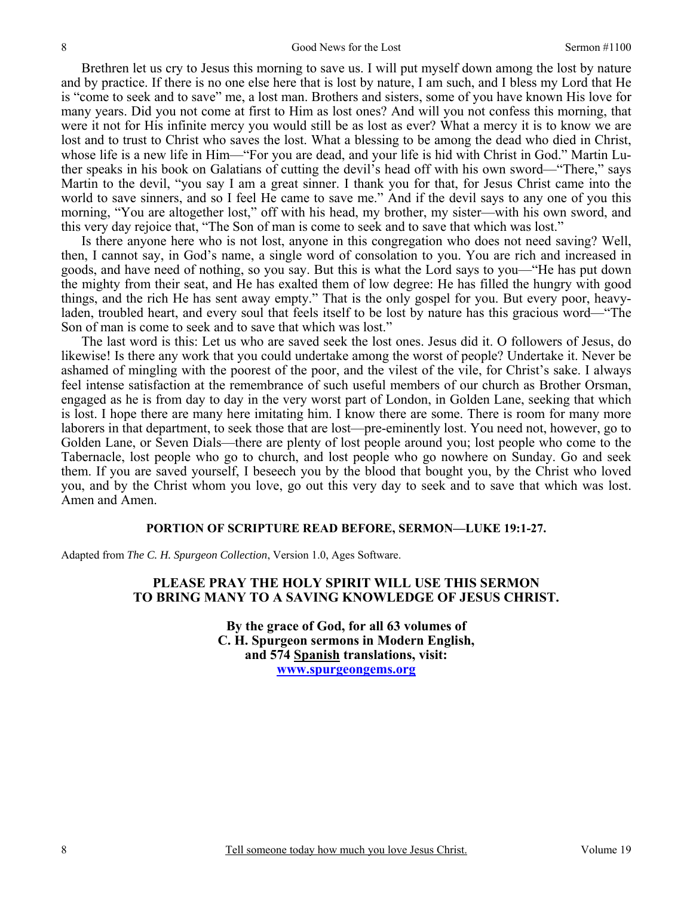Brethren let us cry to Jesus this morning to save us. I will put myself down among the lost by nature and by practice. If there is no one else here that is lost by nature, I am such, and I bless my Lord that He is "come to seek and to save" me, a lost man. Brothers and sisters, some of you have known His love for many years. Did you not come at first to Him as lost ones? And will you not confess this morning, that were it not for His infinite mercy you would still be as lost as ever? What a mercy it is to know we are lost and to trust to Christ who saves the lost. What a blessing to be among the dead who died in Christ, whose life is a new life in Him—"For you are dead, and your life is hid with Christ in God." Martin Luther speaks in his book on Galatians of cutting the devil's head off with his own sword—"There," says Martin to the devil, "you say I am a great sinner. I thank you for that, for Jesus Christ came into the world to save sinners, and so I feel He came to save me." And if the devil says to any one of you this morning, "You are altogether lost," off with his head, my brother, my sister—with his own sword, and this very day rejoice that, "The Son of man is come to seek and to save that which was lost."

Is there anyone here who is not lost, anyone in this congregation who does not need saving? Well, then, I cannot say, in God's name, a single word of consolation to you. You are rich and increased in goods, and have need of nothing, so you say. But this is what the Lord says to you—"He has put down the mighty from their seat, and He has exalted them of low degree: He has filled the hungry with good things, and the rich He has sent away empty." That is the only gospel for you. But every poor, heavy-laden, troubled heart, and every soul that feels itself to be lost by nature has this gracious word—"The Son of man is come to seek and to save that which was lost."

The last word is this: Let us who are saved seek the lost ones. Jesus did it. O followers of Jesus, do likewise! Is there any work that you could undertake among the worst of people? Undertake it. Never be ashamed of mingling with the poorest of the poor, and the vilest of the vile, for Christ's sake. I always feel intense satisfaction at the remembrance of such useful members of our church as Brother Orsman, engaged as he is from day to day in the very worst part of London, in Golden Lane, seeking that which is lost. I hope there are many here imitating him. I know there are some. There is room for many more laborers in that department, to seek those that are lost—pre-eminently lost. You need not, however, go to Golden Lane, or Seven Dials—there are plenty of lost people around you; lost people who come to the Tabernacle, lost people who go to church, and lost people who go nowhere on Sunday. Go and seek them. If you are saved yourself, I beseech you by the blood that bought you, by the Christ who loved you, and by the Christ whom you love, go out this very day to seek and to save that which was lost. Amen and Amen.

**PORTION OF SCRIPTURE READ BEFORE, SERMON—LUKE 19:1-27.**

Adapted from *The C. H. Spurgeon Collection*, Version 1.0, Ages Software.

**PLEASE PRAY THE HOLY SPIRIT WILL USE THIS SERMON TO BRING MANY TO A SAVING KNOWLEDGE OF JESUS CHRIST.**

**By the grace of God, for all 63 volumes of C. H. Spurgeon sermons in Modern English, and 574 Spanish translations, visit: www.spurgeongems.org**